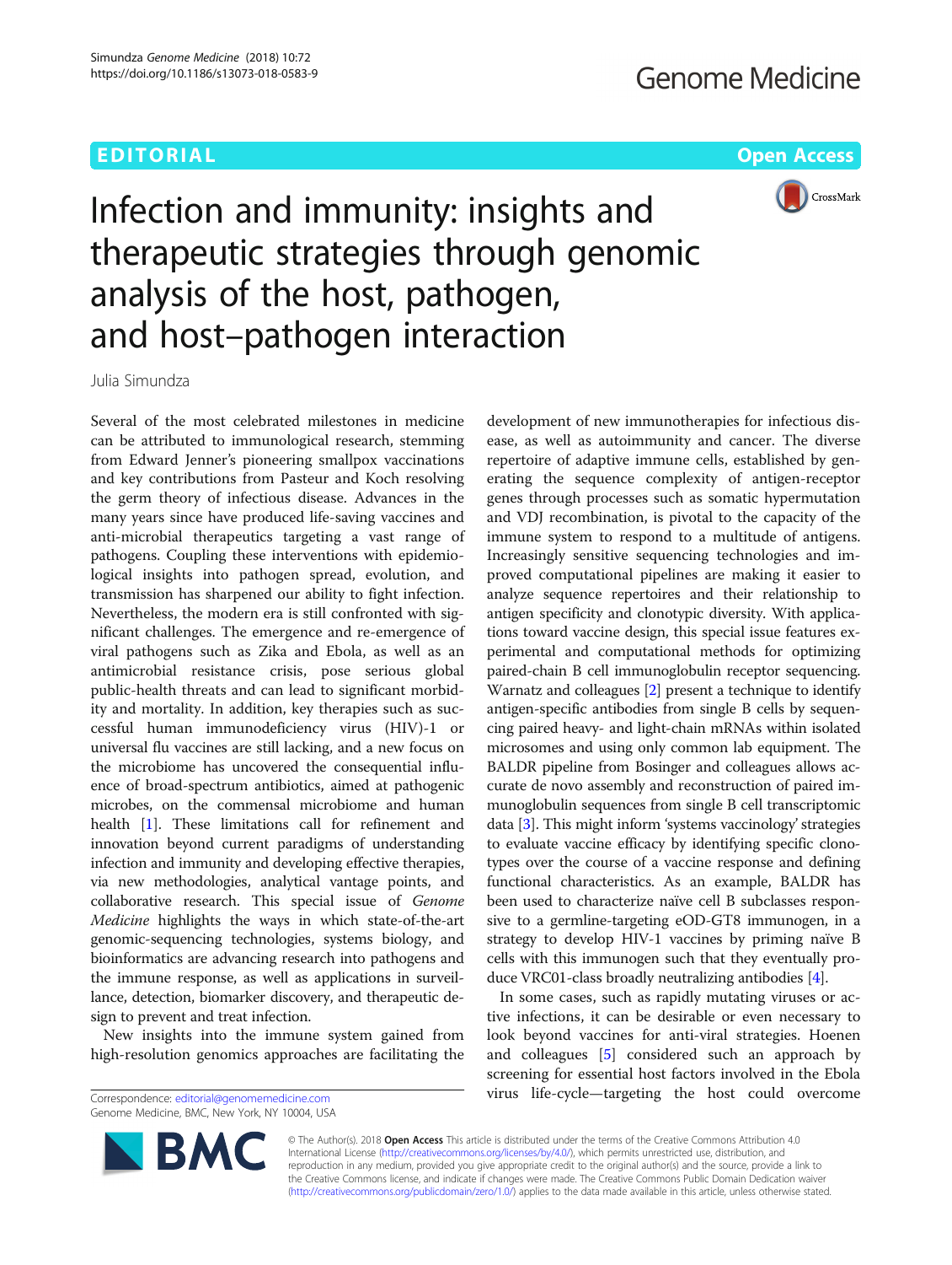EDITORIAL

Open Access

# Infection and immunity: insights and therapeutic strategies through genomic analysis of the host, pathogen, and host–pathogen interaction

Julia Simundza

Several of the most celebrated milestones in medicine can be attributed to immunological research, stemming from Edward Jenner's pioneering smallpox vaccinations and key contributions from Pasteur and Koch resolving the germ theory of infectious disease. Advances in the many years since have produced life-saving vaccines and anti-microbial therapeutics targeting a vast range of pathogens. Coupling these interventions with epidemiological insights into pathogen spread, evolution, and transmission has sharpened our ability to fight infection. Nevertheless, the modern era is still confronted with significant challenges. The emergence and re-emergence of viral pathogens such as Zika and Ebola, as well as an antimicrobial resistance crisis, pose serious global public-health threats and can lead to significant morbidity and mortality. In addition, key therapies such as successful human immunodeficiency virus (HIV)-1 or universal flu vaccines are still lacking, and a new focus on the microbiome has uncovered the consequential influence of broad-spectrum antibiotics, aimed at pathogenic microbes, on the commensal microbiome and human health [1]. These limitations call for refinement and innovation beyond current paradigms of understanding infection and immunity and developing effective therapies, via new methodologies, analytical vantage points, and collaborative research. This special issue of *Genome Medicine* highlights the ways in which state-of-the-art genomic-sequencing technologies, systems biology, and bioinformatics are advancing research into pathogens and the immune response, as well as applications in surveillance, detection, biomarker discovery, and therapeutic design to prevent and treat infection.

New insights into the immune system gained from high-resolution genomics approaches are facilitating the development of new immunotherapies for infectious disease, as well as autoimmunity and cancer. The diverse repertoire of adaptive immune cells, established by generating the sequence complexity of antigen-receptor genes through processes such as somatic hypermutation and VDJ recombination, is pivotal to the capacity of the immune system to respond to a multitude of antigens. Increasingly sensitive sequencing technologies and improved computational pipelines are making it easier to analyze sequence repertoires and their relationship to antigen specificity and clonotypic diversity. With applications toward vaccine design, this special issue features experimental and computational methods for optimizing paired-chain B cell immunoglobulin receptor sequencing. Warnatz and colleagues [2] present a technique to identify antigen-specific antibodies from single B cells by sequencing paired heavy- and light-chain mRNAs within isolated microsomes and using only common lab equipment. The BALDR pipeline from Bosinger and colleagues allows accurate de novo assembly and reconstruction of paired immunoglobulin sequences from single B cell transcriptomic data [3]. This might inform 'systems vaccinology' strategies to evaluate vaccine efficacy by identifying specific clonotypes over the course of a vaccine response and defining functional characteristics. As an example, BALDR has been used to characterize naïve cell B subclasses responsive to a germline-targeting eOD-GT8 immunogen, in a strategy to develop HIV-1 vaccines by priming naïve B cells with this immunogen such that they eventually produce VRC01-class broadly neutralizing antibodies [4].

In some cases, such as rapidly mutating viruses or active infections, it can be desirable or even necessary to look beyond vaccines for anti-viral strategies. Hoenen and colleagues [5] considered such an approach by screening for essential host factors involved in the Ebola virus life-cycle—targeting the host could overcome

Correspondence: editorial@genomemedicine.com
Genome Medicine, BMC, New York, NY 10004, USA

© The Author(s). 2018 **Open Access** This article is distributed under the terms of the Creative Commons Attribution 4.0 International License (http://creativecommons.org/licenses/by/4.0/), which permits unrestricted use, distribution, and reproduction in any medium, provided you give appropriate credit to the original author(s) and the source, provide a link to the Creative Commons license, and indicate if changes were made. The Creative Commons Public Domain Dedication waiver (http://creativecommons.org/publicdomain/zero/1.0/) applies to the data made available in this article, unless otherwise stated.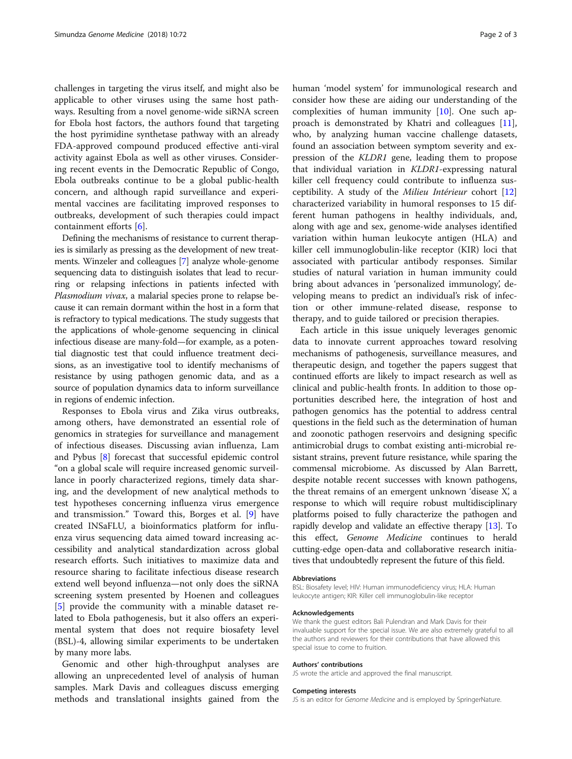challenges in targeting the virus itself, and might also be applicable to other viruses using the same host pathways. Resulting from a novel genome-wide siRNA screen for Ebola host factors, the authors found that targeting the host pyrimidine synthetase pathway with an already FDA-approved compound produced effective anti-viral activity against Ebola as well as other viruses. Considering recent events in the Democratic Republic of Congo, Ebola outbreaks continue to be a global public-health concern, and although rapid surveillance and experimental vaccines are facilitating improved responses to outbreaks, development of such therapies could impact containment efforts [6].

Defining the mechanisms of resistance to current therapies is similarly as pressing as the development of new treatments. Winzeler and colleagues [7] analyze whole-genome sequencing data to distinguish isolates that lead to recurring or relapsing infections in patients infected with *Plasmodium vivax*, a malarial species prone to relapse because it can remain dormant within the host in a form that is refractory to typical medications. The study suggests that the applications of whole-genome sequencing in clinical infectious disease are many-fold—for example, as a potential diagnostic test that could influence treatment decisions, as an investigative tool to identify mechanisms of resistance by using pathogen genomic data, and as a source of population dynamics data to inform surveillance in regions of endemic infection.

Responses to Ebola virus and Zika virus outbreaks, among others, have demonstrated an essential role of genomics in strategies for surveillance and management of infectious diseases. Discussing avian influenza, Lam and Pybus [8] forecast that successful epidemic control "on a global scale will require increased genomic surveillance in poorly characterized regions, timely data sharing, and the development of new analytical methods to test hypotheses concerning influenza virus emergence and transmission." Toward this, Borges et al. [9] have created INSaFLU, a bioinformatics platform for influenza virus sequencing data aimed toward increasing accessibility and analytical standardization across global research efforts. Such initiatives to maximize data and resource sharing to facilitate infectious disease research extend well beyond influenza—not only does the siRNA screening system presented by Hoenen and colleagues [5] provide the community with a minable dataset related to Ebola pathogenesis, but it also offers an experimental system that does not require biosafety level (BSL)-4, allowing similar experiments to be undertaken by many more labs.

Genomic and other high-throughput analyses are allowing an unprecedented level of analysis of human samples. Mark Davis and colleagues discuss emerging methods and translational insights gained from the human 'model system' for immunological research and consider how these are aiding our understanding of the complexities of human immunity [10]. One such approach is demonstrated by Khatri and colleagues [11], who, by analyzing human vaccine challenge datasets, found an association between symptom severity and expression of the *KLDR1* gene, leading them to propose that individual variation in *KLDR1*-expressing natural killer cell frequency could contribute to influenza susceptibility. A study of the *Milieu Intérieur* cohort [12] characterized variability in humoral responses to 15 different human pathogens in healthy individuals, and, along with age and sex, genome-wide analyses identified variation within human leukocyte antigen (HLA) and killer cell immunoglobulin-like receptor (KIR) loci that associated with particular antibody responses. Similar studies of natural variation in human immunity could bring about advances in 'personalized immunology', developing means to predict an individual's risk of infection or other immune-related disease, response to therapy, and to guide tailored or precision therapies.

Each article in this issue uniquely leverages genomic data to innovate current approaches toward resolving mechanisms of pathogenesis, surveillance measures, and therapeutic design, and together the papers suggest that continued efforts are likely to impact research as well as clinical and public-health fronts. In addition to those opportunities described here, the integration of host and pathogen genomics has the potential to address central questions in the field such as the determination of human and zoonotic pathogen reservoirs and designing specific antimicrobial drugs to combat existing anti-microbial resistant strains, prevent future resistance, while sparing the commensal microbiome. As discussed by Alan Barrett, despite notable recent successes with known pathogens, the threat remains of an emergent unknown 'disease X', a response to which will require robust multidisciplinary platforms poised to fully characterize the pathogen and rapidly develop and validate an effective therapy [13]. To this effect, *Genome Medicine* continues to herald cutting-edge open-data and collaborative research initiatives that undoubtedly represent the future of this field.

#### Abbreviations
BSL: Biosafety level; HIV: Human immunodeficiency virus; HLA: Human leukocyte antigen; KIR: Killer cell immunoglobulin-like receptor

#### Acknowledgements
We thank the guest editors Bali Pulendran and Mark Davis for their invaluable support for the special issue. We are also extremely grateful to all the authors and reviewers for their contributions that have allowed this special issue to come to fruition.

#### Authors' contributions
JS wrote the article and approved the final manuscript.

#### Competing interests
JS is an editor for *Genome Medicine* and is employed by SpringerNature.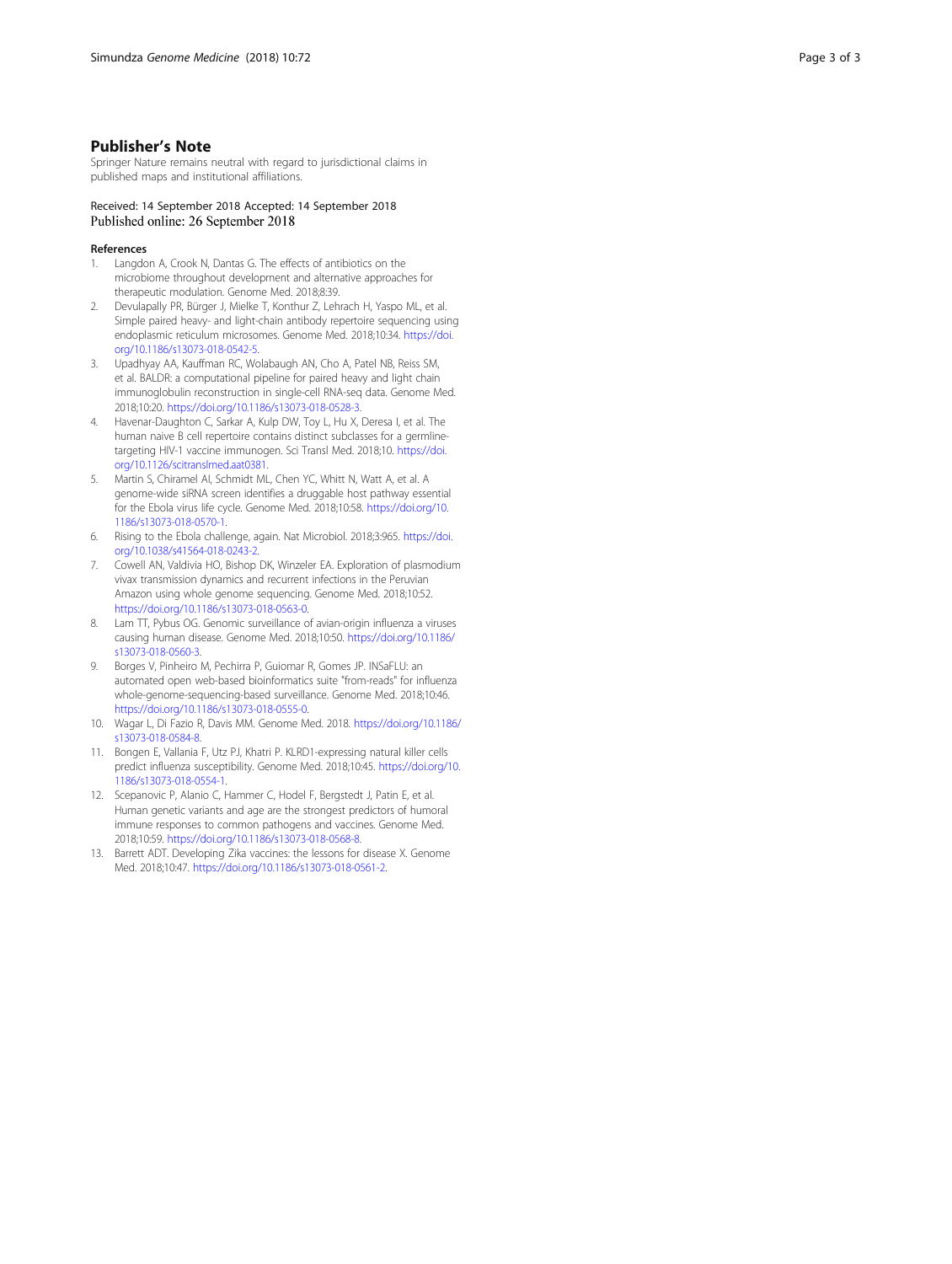## Publisher's Note

Springer Nature remains neutral with regard to jurisdictional claims in published maps and institutional affiliations.

Received: 14 September 2018 Accepted: 14 September 2018
Published online: 26 September 2018

### References

1. Langdon A, Crook N, Dantas G. The effects of antibiotics on the microbiome throughout development and alternative approaches for therapeutic modulation. Genome Med. 2018;8:39.
2. Devulapally PR, Bürger J, Mielke T, Konthur Z, Lehrach H, Yaspo ML, et al. Simple paired heavy- and light-chain antibody repertoire sequencing using endoplasmic reticulum microsomes. Genome Med. 2018;10:34. https://doi.org/10.1186/s13073-018-0542-5.
3. Upadhyay AA, Kauffman RC, Wolabaugh AN, Cho A, Patel NB, Reiss SM, et al. BALDR: a computational pipeline for paired heavy and light chain immunoglobulin reconstruction in single-cell RNA-seq data. Genome Med. 2018;10:20. https://doi.org/10.1186/s13073-018-0528-3.
4. Havenar-Daughton C, Sarkar A, Kulp DW, Toy L, Hu X, Deresa I, et al. The human naive B cell repertoire contains distinct subclasses for a germline-targeting HIV-1 vaccine immunogen. Sci Transl Med. 2018;10. https://doi.org/10.1126/scitranslmed.aat0381.
5. Martin S, Chiramel AI, Schmidt ML, Chen YC, Whitt N, Watt A, et al. A genome-wide siRNA screen identifies a druggable host pathway essential for the Ebola virus life cycle. Genome Med. 2018;10:58. https://doi.org/10.1186/s13073-018-0570-1.
6. Rising to the Ebola challenge, again. Nat Microbiol. 2018;3:965. https://doi.org/10.1038/s41564-018-0243-2.
7. Cowell AN, Valdivia HO, Bishop DK, Winzeler EA. Exploration of plasmodium vivax transmission dynamics and recurrent infections in the Peruvian Amazon using whole genome sequencing. Genome Med. 2018;10:52. https://doi.org/10.1186/s13073-018-0563-0.
8. Lam TT, Pybus OG. Genomic surveillance of avian-origin influenza a viruses causing human disease. Genome Med. 2018;10:50. https://doi.org/10.1186/s13073-018-0560-3.
9. Borges V, Pinheiro M, Pechirra P, Guiomar R, Gomes JP. INSaFLU: an automated open web-based bioinformatics suite "from-reads" for influenza whole-genome-sequencing-based surveillance. Genome Med. 2018;10:46. https://doi.org/10.1186/s13073-018-0555-0.
10. Wagar L, Di Fazio R, Davis MM. Genome Med. 2018. https://doi.org/10.1186/s13073-018-0584-8.
11. Bongen E, Vallania F, Utz PJ, Khatri P. KLRD1-expressing natural killer cells predict influenza susceptibility. Genome Med. 2018;10:45. https://doi.org/10.1186/s13073-018-0554-1.
12. Scepanovic P, Alanio C, Hammer C, Hodel F, Bergstedt J, Patin E, et al. Human genetic variants and age are the strongest predictors of humoral immune responses to common pathogens and vaccines. Genome Med. 2018;10:59. https://doi.org/10.1186/s13073-018-0568-8.
13. Barrett ADT. Developing Zika vaccines: the lessons for disease X. Genome Med. 2018;10:47. https://doi.org/10.1186/s13073-018-0561-2.